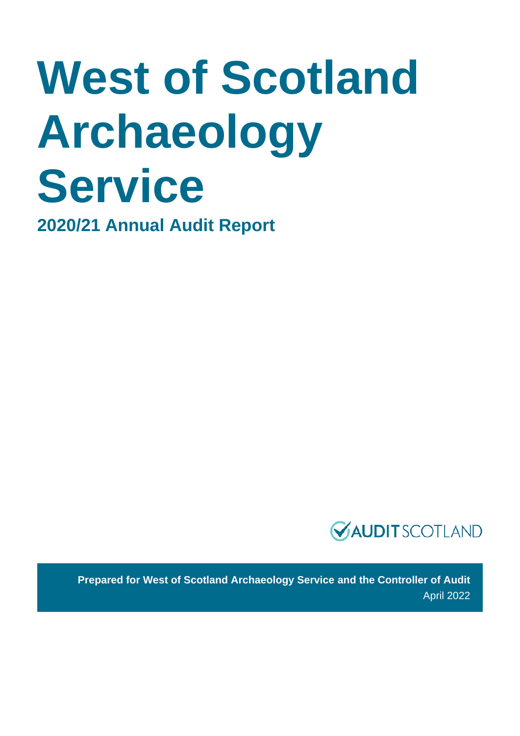# West of Scotland Archaeology Service

## 2020/21 Annual Audit Report

AUDIT SCOTLAND

**Prepared for West of Scotland Archaeology Service and the Controller of Audit**

April 2022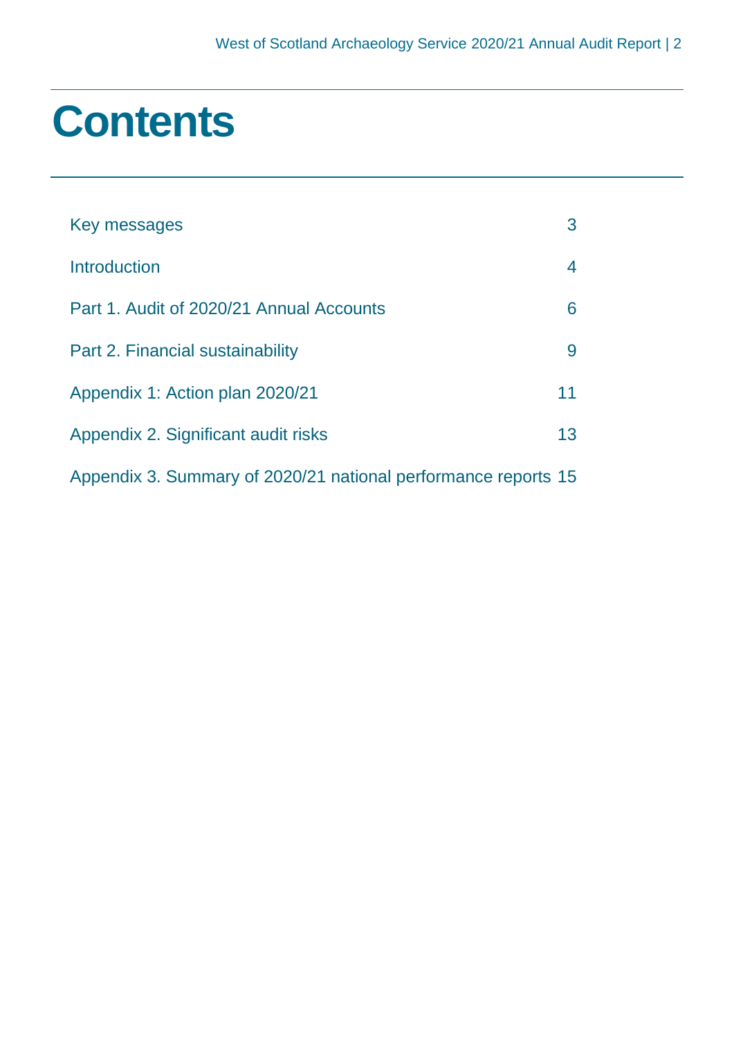# Contents

| | |
|---|---|
| Key messages | 3 |
| Introduction | 4 |
| Part 1. Audit of 2020/21 Annual Accounts | 6 |
| Part 2. Financial sustainability | 9 |
| Appendix 1: Action plan 2020/21 | 11 |
| Appendix 2. Significant audit risks | 13 |
| Appendix 3. Summary of 2020/21 national performance reports | 15 |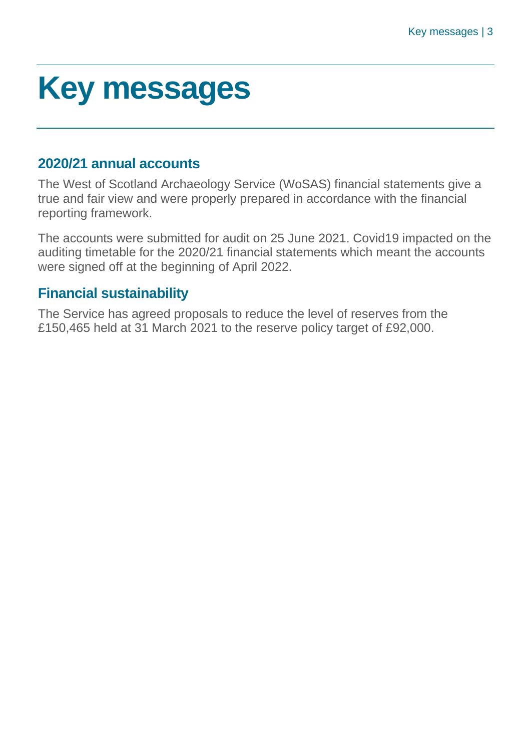# Key messages

## 2020/21 annual accounts

The West of Scotland Archaeology Service (WoSAS) financial statements give a true and fair view and were properly prepared in accordance with the financial reporting framework.

The accounts were submitted for audit on 25 June 2021. Covid19 impacted on the auditing timetable for the 2020/21 financial statements which meant the accounts were signed off at the beginning of April 2022.

## Financial sustainability

The Service has agreed proposals to reduce the level of reserves from the £150,465 held at 31 March 2021 to the reserve policy target of £92,000.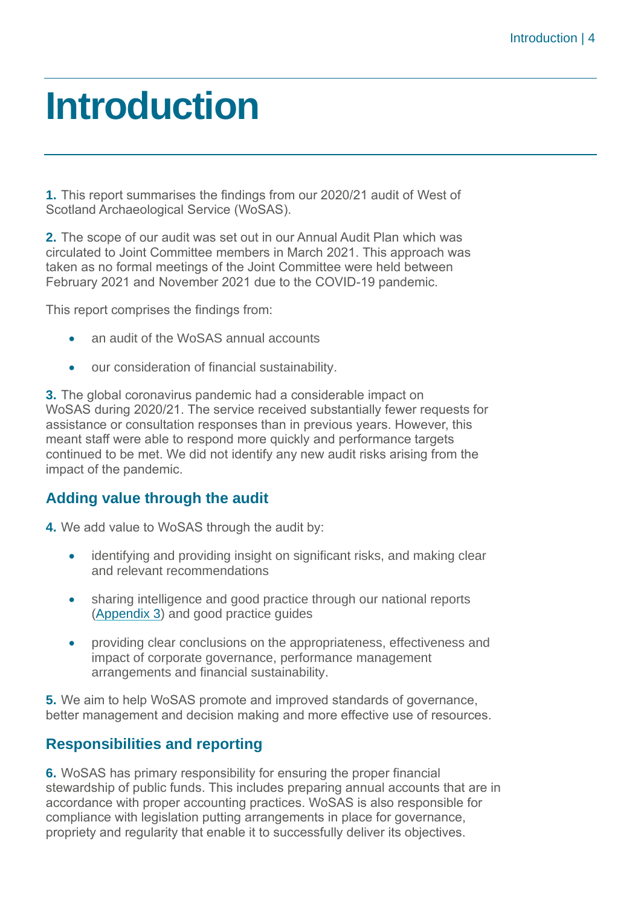# Introduction

**1.** This report summarises the findings from our 2020/21 audit of West of Scotland Archaeological Service (WoSAS).

**2.** The scope of our audit was set out in our Annual Audit Plan which was circulated to Joint Committee members in March 2021. This approach was taken as no formal meetings of the Joint Committee were held between February 2021 and November 2021 due to the COVID-19 pandemic.

This report comprises the findings from:

- an audit of the WoSAS annual accounts
- our consideration of financial sustainability.

**3.** The global coronavirus pandemic had a considerable impact on WoSAS during 2020/21. The service received substantially fewer requests for assistance or consultation responses than in previous years. However, this meant staff were able to respond more quickly and performance targets continued to be met. We did not identify any new audit risks arising from the impact of the pandemic.

## Adding value through the audit

**4.** We add value to WoSAS through the audit by:

- identifying and providing insight on significant risks, and making clear and relevant recommendations
- sharing intelligence and good practice through our national reports (Appendix 3) and good practice guides
- providing clear conclusions on the appropriateness, effectiveness and impact of corporate governance, performance management arrangements and financial sustainability.

**5.** We aim to help WoSAS promote and improved standards of governance, better management and decision making and more effective use of resources.

## Responsibilities and reporting

**6.** WoSAS has primary responsibility for ensuring the proper financial stewardship of public funds. This includes preparing annual accounts that are in accordance with proper accounting practices. WoSAS is also responsible for compliance with legislation putting arrangements in place for governance, propriety and regularity that enable it to successfully deliver its objectives.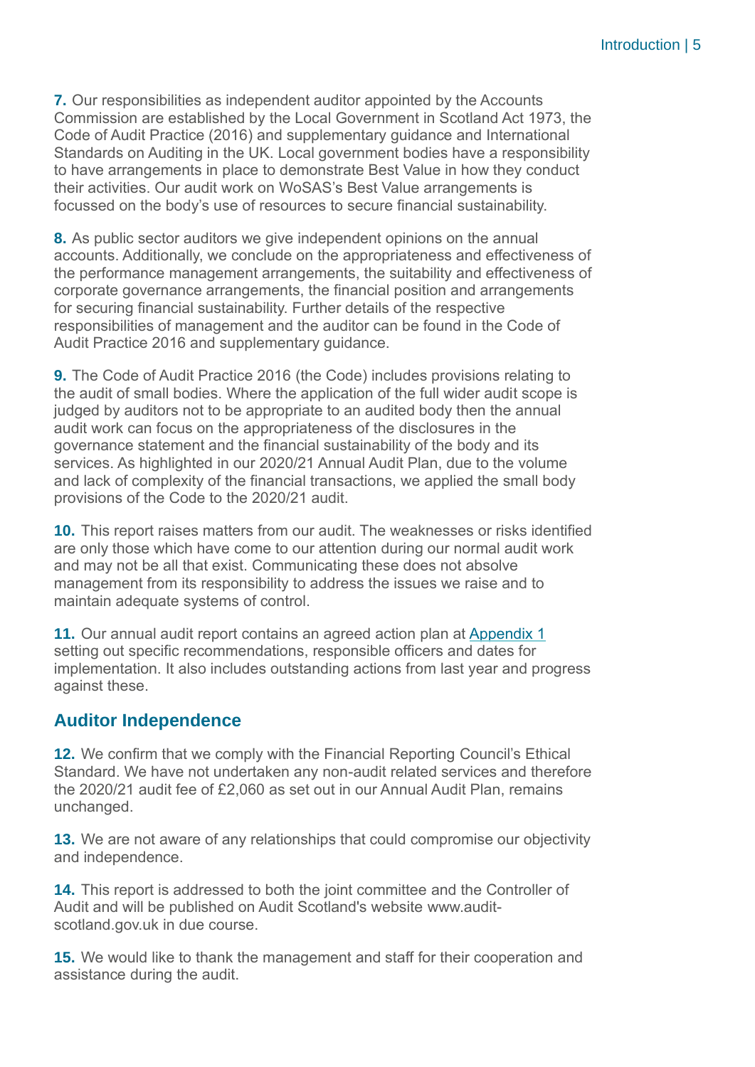**7.** Our responsibilities as independent auditor appointed by the Accounts Commission are established by the Local Government in Scotland Act 1973, the Code of Audit Practice (2016) and supplementary guidance and International Standards on Auditing in the UK. Local government bodies have a responsibility to have arrangements in place to demonstrate Best Value in how they conduct their activities. Our audit work on WoSAS's Best Value arrangements is focussed on the body's use of resources to secure financial sustainability.

**8.** As public sector auditors we give independent opinions on the annual accounts. Additionally, we conclude on the appropriateness and effectiveness of the performance management arrangements, the suitability and effectiveness of corporate governance arrangements, the financial position and arrangements for securing financial sustainability. Further details of the respective responsibilities of management and the auditor can be found in the Code of Audit Practice 2016 and supplementary guidance.

**9.** The Code of Audit Practice 2016 (the Code) includes provisions relating to the audit of small bodies. Where the application of the full wider audit scope is judged by auditors not to be appropriate to an audited body then the annual audit work can focus on the appropriateness of the disclosures in the governance statement and the financial sustainability of the body and its services. As highlighted in our 2020/21 Annual Audit Plan, due to the volume and lack of complexity of the financial transactions, we applied the small body provisions of the Code to the 2020/21 audit.

**10.** This report raises matters from our audit. The weaknesses or risks identified are only those which have come to our attention during our normal audit work and may not be all that exist. Communicating these does not absolve management from its responsibility to address the issues we raise and to maintain adequate systems of control.

**11.** Our annual audit report contains an agreed action plan at Appendix 1 setting out specific recommendations, responsible officers and dates for implementation. It also includes outstanding actions from last year and progress against these.

## Auditor Independence

**12.** We confirm that we comply with the Financial Reporting Council's Ethical Standard. We have not undertaken any non-audit related services and therefore the 2020/21 audit fee of £2,060 as set out in our Annual Audit Plan, remains unchanged.

**13.** We are not aware of any relationships that could compromise our objectivity and independence.

**14.** This report is addressed to both the joint committee and the Controller of Audit and will be published on Audit Scotland's website www.audit-scotland.gov.uk in due course.

**15.** We would like to thank the management and staff for their cooperation and assistance during the audit.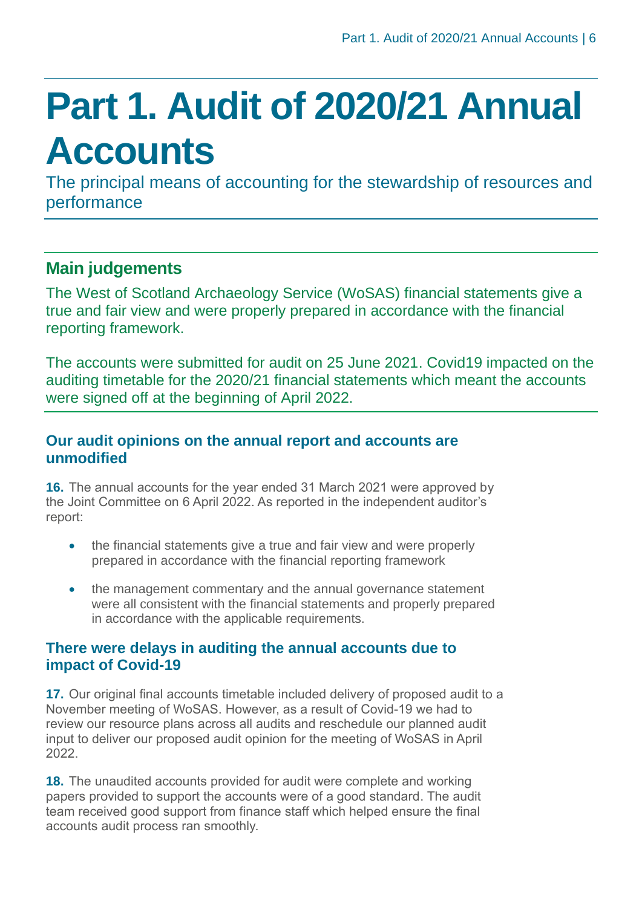# Part 1. Audit of 2020/21 Annual Accounts

The principal means of accounting for the stewardship of resources and performance

## Main judgements

The West of Scotland Archaeology Service (WoSAS) financial statements give a true and fair view and were properly prepared in accordance with the financial reporting framework.

The accounts were submitted for audit on 25 June 2021. Covid19 impacted on the auditing timetable for the 2020/21 financial statements which meant the accounts were signed off at the beginning of April 2022.

### Our audit opinions on the annual report and accounts are unmodified

**16.** The annual accounts for the year ended 31 March 2021 were approved by the Joint Committee on 6 April 2022. As reported in the independent auditor's report:

- the financial statements give a true and fair view and were properly prepared in accordance with the financial reporting framework
- the management commentary and the annual governance statement were all consistent with the financial statements and properly prepared in accordance with the applicable requirements.

### There were delays in auditing the annual accounts due to impact of Covid-19

**17.** Our original final accounts timetable included delivery of proposed audit to a November meeting of WoSAS. However, as a result of Covid-19 we had to review our resource plans across all audits and reschedule our planned audit input to deliver our proposed audit opinion for the meeting of WoSAS in April 2022.

**18.** The unaudited accounts provided for audit were complete and working papers provided to support the accounts were of a good standard. The audit team received good support from finance staff which helped ensure the final accounts audit process ran smoothly.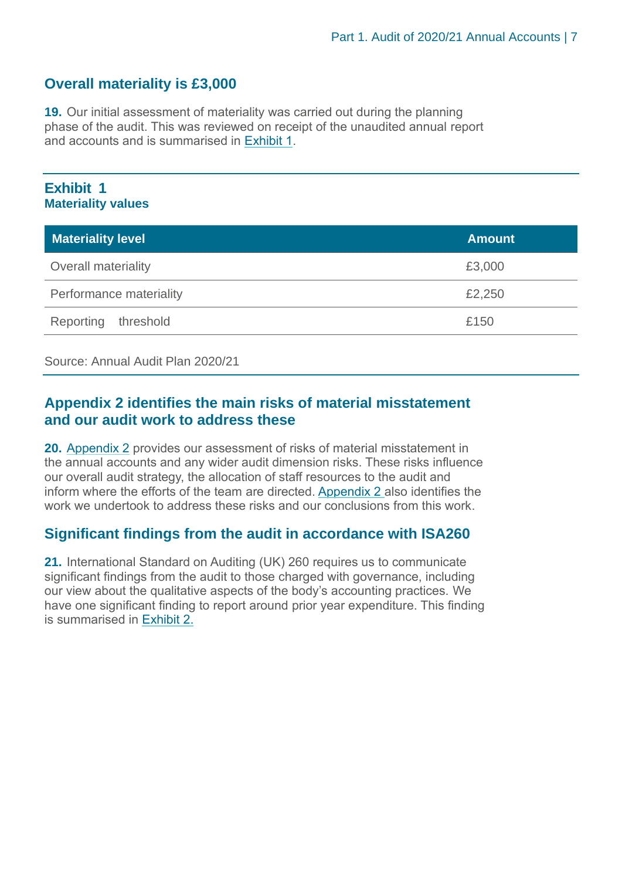## Overall materiality is £3,000

**19.** Our initial assessment of materiality was carried out during the planning phase of the audit. This was reviewed on receipt of the unaudited annual report and accounts and is summarised in Exhibit 1.

### Exhibit 1
**Materiality values**

| Materiality level | Amount |
|---|---|
| Overall materiality | £3,000 |
| Performance materiality | £2,250 |
| Reporting threshold | £150 |

Source: Annual Audit Plan 2020/21

## Appendix 2 identifies the main risks of material misstatement and our audit work to address these

**20.** Appendix 2 provides our assessment of risks of material misstatement in the annual accounts and any wider audit dimension risks. These risks influence our overall audit strategy, the allocation of staff resources to the audit and inform where the efforts of the team are directed. Appendix 2 also identifies the work we undertook to address these risks and our conclusions from this work.

## Significant findings from the audit in accordance with ISA260

**21.** International Standard on Auditing (UK) 260 requires us to communicate significant findings from the audit to those charged with governance, including our view about the qualitative aspects of the body's accounting practices. We have one significant finding to report around prior year expenditure. This finding is summarised in Exhibit 2.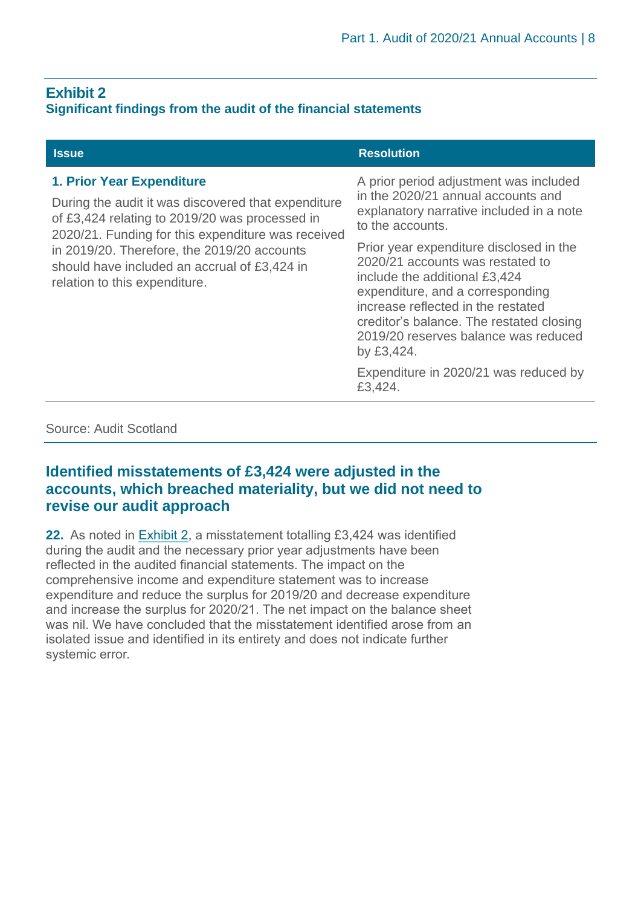## Exhibit 2

### Significant findings from the audit of the financial statements

| Issue | Resolution |
| --- | --- |
| **1. Prior Year Expenditure**<br><br>During the audit it was discovered that expenditure of £3,424 relating to 2019/20 was processed in 2020/21. Funding for this expenditure was received in 2019/20. Therefore, the 2019/20 accounts should have included an accrual of £3,424 in relation to this expenditure. | A prior period adjustment was included in the 2020/21 annual accounts and explanatory narrative included in a note to the accounts.<br><br>Prior year expenditure disclosed in the 2020/21 accounts was restated to include the additional £3,424 expenditure, and a corresponding increase reflected in the restated creditor's balance. The restated closing 2019/20 reserves balance was reduced by £3,424.<br><br>Expenditure in 2020/21 was reduced by £3,424. |

Source: Audit Scotland

### Identified misstatements of £3,424 were adjusted in the accounts, which breached materiality, but we did not need to revise our audit approach

**22.** As noted in Exhibit 2, a misstatement totalling £3,424 was identified during the audit and the necessary prior year adjustments have been reflected in the audited financial statements. The impact on the comprehensive income and expenditure statement was to increase expenditure and reduce the surplus for 2019/20 and decrease expenditure and increase the surplus for 2020/21. The net impact on the balance sheet was nil. We have concluded that the misstatement identified arose from an isolated issue and identified in its entirety and does not indicate further systemic error.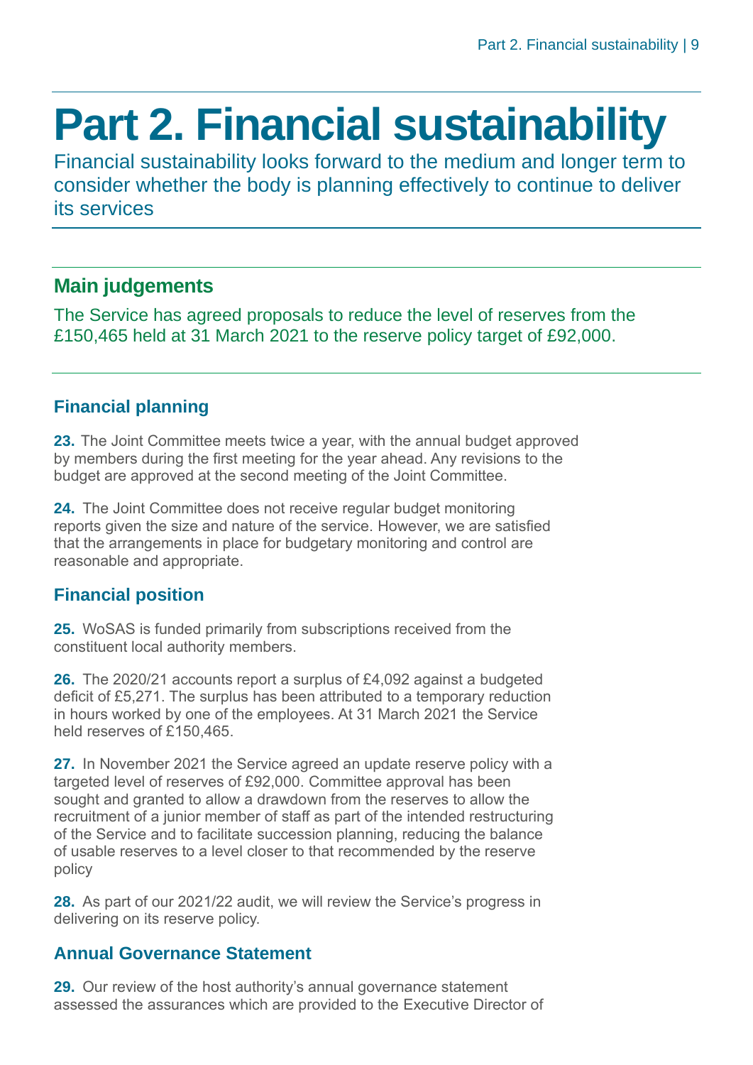# Part 2. Financial sustainability

Financial sustainability looks forward to the medium and longer term to consider whether the body is planning effectively to continue to deliver its services

## Main judgements

The Service has agreed proposals to reduce the level of reserves from the £150,465 held at 31 March 2021 to the reserve policy target of £92,000.

### Financial planning

**23.** The Joint Committee meets twice a year, with the annual budget approved by members during the first meeting for the year ahead. Any revisions to the budget are approved at the second meeting of the Joint Committee.

**24.** The Joint Committee does not receive regular budget monitoring reports given the size and nature of the service. However, we are satisfied that the arrangements in place for budgetary monitoring and control are reasonable and appropriate.

### Financial position

**25.** WoSAS is funded primarily from subscriptions received from the constituent local authority members.

**26.** The 2020/21 accounts report a surplus of £4,092 against a budgeted deficit of £5,271. The surplus has been attributed to a temporary reduction in hours worked by one of the employees. At 31 March 2021 the Service held reserves of £150,465.

**27.** In November 2021 the Service agreed an update reserve policy with a targeted level of reserves of £92,000. Committee approval has been sought and granted to allow a drawdown from the reserves to allow the recruitment of a junior member of staff as part of the intended restructuring of the Service and to facilitate succession planning, reducing the balance of usable reserves to a level closer to that recommended by the reserve policy

**28.** As part of our 2021/22 audit, we will review the Service's progress in delivering on its reserve policy.

### Annual Governance Statement

**29.** Our review of the host authority's annual governance statement assessed the assurances which are provided to the Executive Director of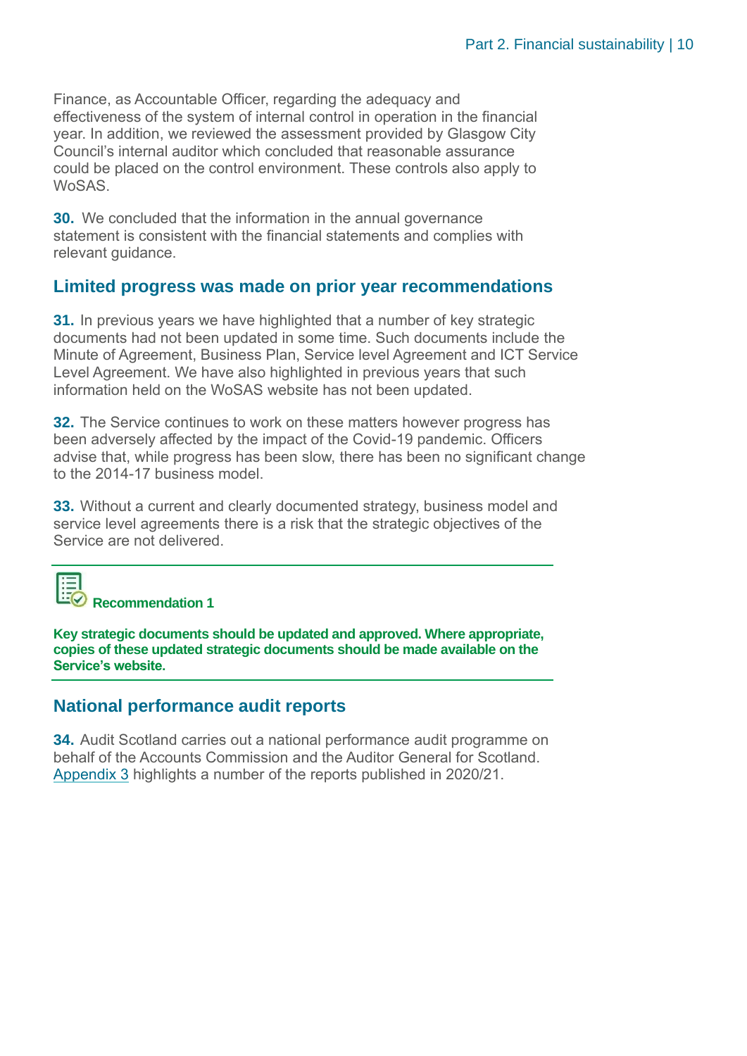Finance, as Accountable Officer, regarding the adequacy and effectiveness of the system of internal control in operation in the financial year. In addition, we reviewed the assessment provided by Glasgow City Council's internal auditor which concluded that reasonable assurance could be placed on the control environment. These controls also apply to WoSAS.

**30.** We concluded that the information in the annual governance statement is consistent with the financial statements and complies with relevant guidance.

## Limited progress was made on prior year recommendations

**31.** In previous years we have highlighted that a number of key strategic documents had not been updated in some time. Such documents include the Minute of Agreement, Business Plan, Service level Agreement and ICT Service Level Agreement. We have also highlighted in previous years that such information held on the WoSAS website has not been updated.

**32.** The Service continues to work on these matters however progress has been adversely affected by the impact of the Covid-19 pandemic. Officers advise that, while progress has been slow, there has been no significant change to the 2014-17 business model.

**33.** Without a current and clearly documented strategy, business model and service level agreements there is a risk that the strategic objectives of the Service are not delivered.

---

**Recommendation 1**

**Key strategic documents should be updated and approved. Where appropriate, copies of these updated strategic documents should be made available on the Service's website.**

---

## National performance audit reports

**34.** Audit Scotland carries out a national performance audit programme on behalf of the Accounts Commission and the Auditor General for Scotland. Appendix 3 highlights a number of the reports published in 2020/21.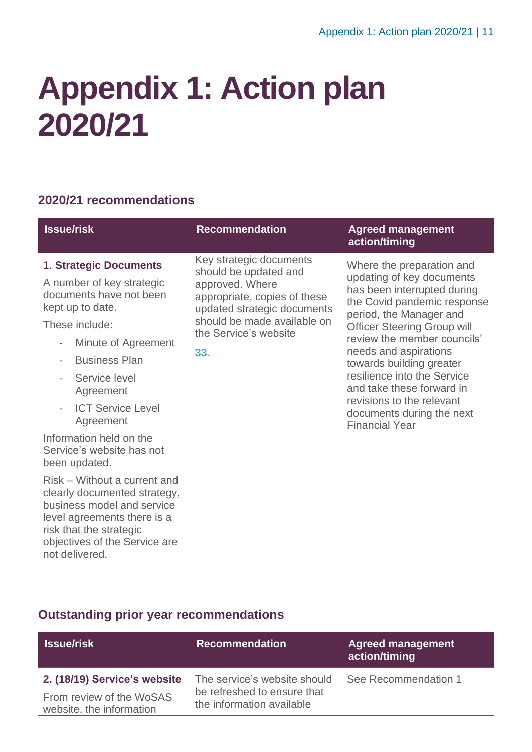# Appendix 1: Action plan 2020/21

## 2020/21 recommendations

| Issue/risk | Recommendation | Agreed management action/timing |
| --- | --- | --- |
| 1. **Strategic Documents**<br><br>A number of key strategic documents have not been kept up to date.<br><br>These include:<br>- Minute of Agreement<br>- Business Plan<br>- Service level Agreement<br>- ICT Service Level Agreement<br><br>Information held on the Service's website has not been updated.<br><br>Risk – Without a current and clearly documented strategy, business model and service level agreements there is a risk that the strategic objectives of the Service are not delivered. | Key strategic documents should be updated and approved. Where appropriate, copies of these updated strategic documents should be made available on the Service's website<br><br>**33.** | Where the preparation and updating of key documents has been interrupted during the Covid pandemic response period, the Manager and Officer Steering Group will review the member councils' needs and aspirations towards building greater resilience into the Service and take these forward in revisions to the relevant documents during the next Financial Year |

## Outstanding prior year recommendations

| Issue/risk | Recommendation | Agreed management action/timing |
| --- | --- | --- |
| **2. (18/19) Service's website**<br><br>From review of the WoSAS website, the information | The service's website should be refreshed to ensure that the information available | See Recommendation 1 |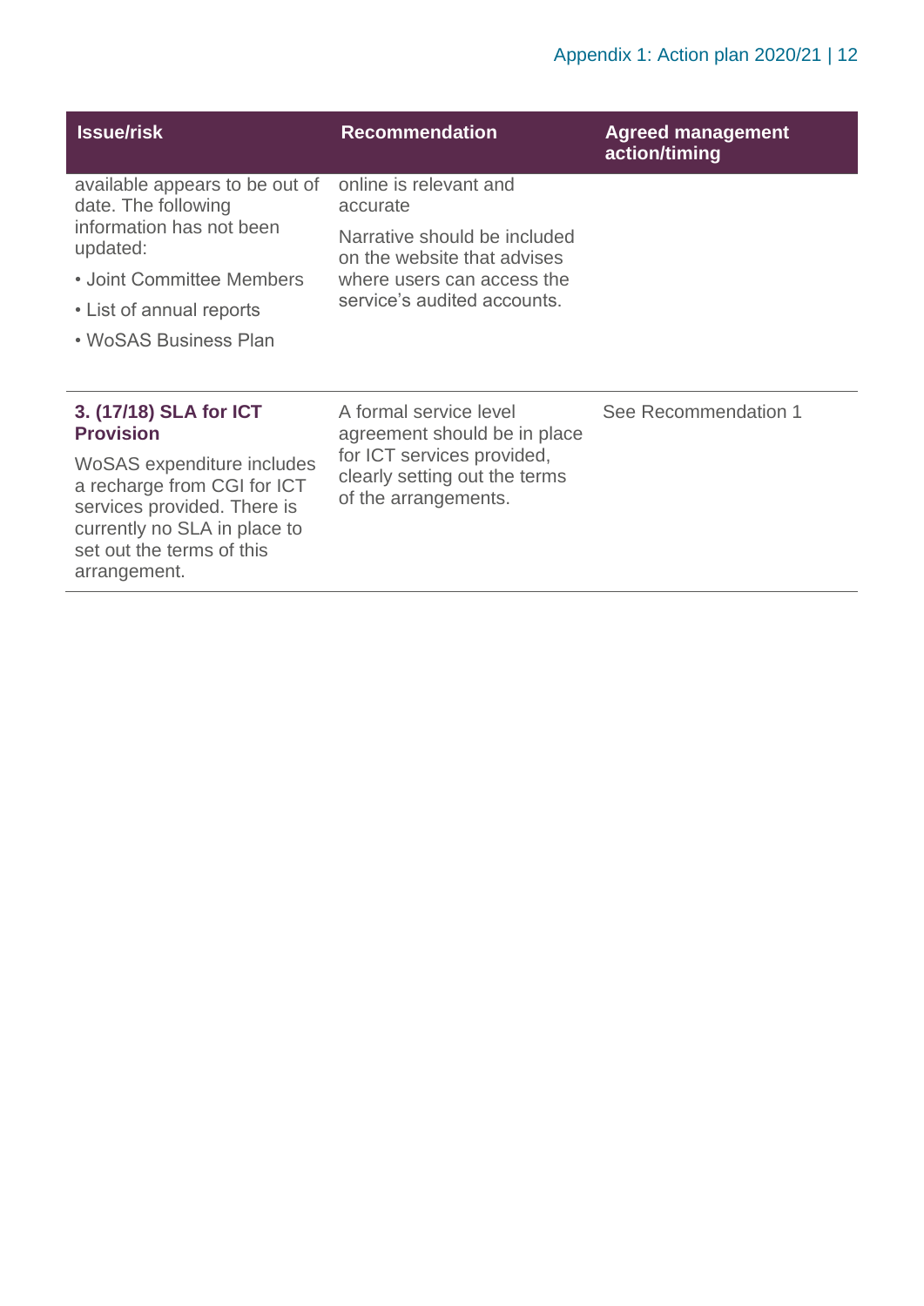| Issue/risk | Recommendation | Agreed management action/timing |
|---|---|---|
| available appears to be out of date. The following information has not been updated:<br>• Joint Committee Members<br>• List of annual reports<br>• WoSAS Business Plan | online is relevant and accurate<br>Narrative should be included on the website that advises where users can access the service's audited accounts. | |
| **3. (17/18) SLA for ICT Provision**<br>WoSAS expenditure includes a recharge from CGI for ICT services provided. There is currently no SLA in place to set out the terms of this arrangement. | A formal service level agreement should be in place for ICT services provided, clearly setting out the terms of the arrangements. | See Recommendation 1 |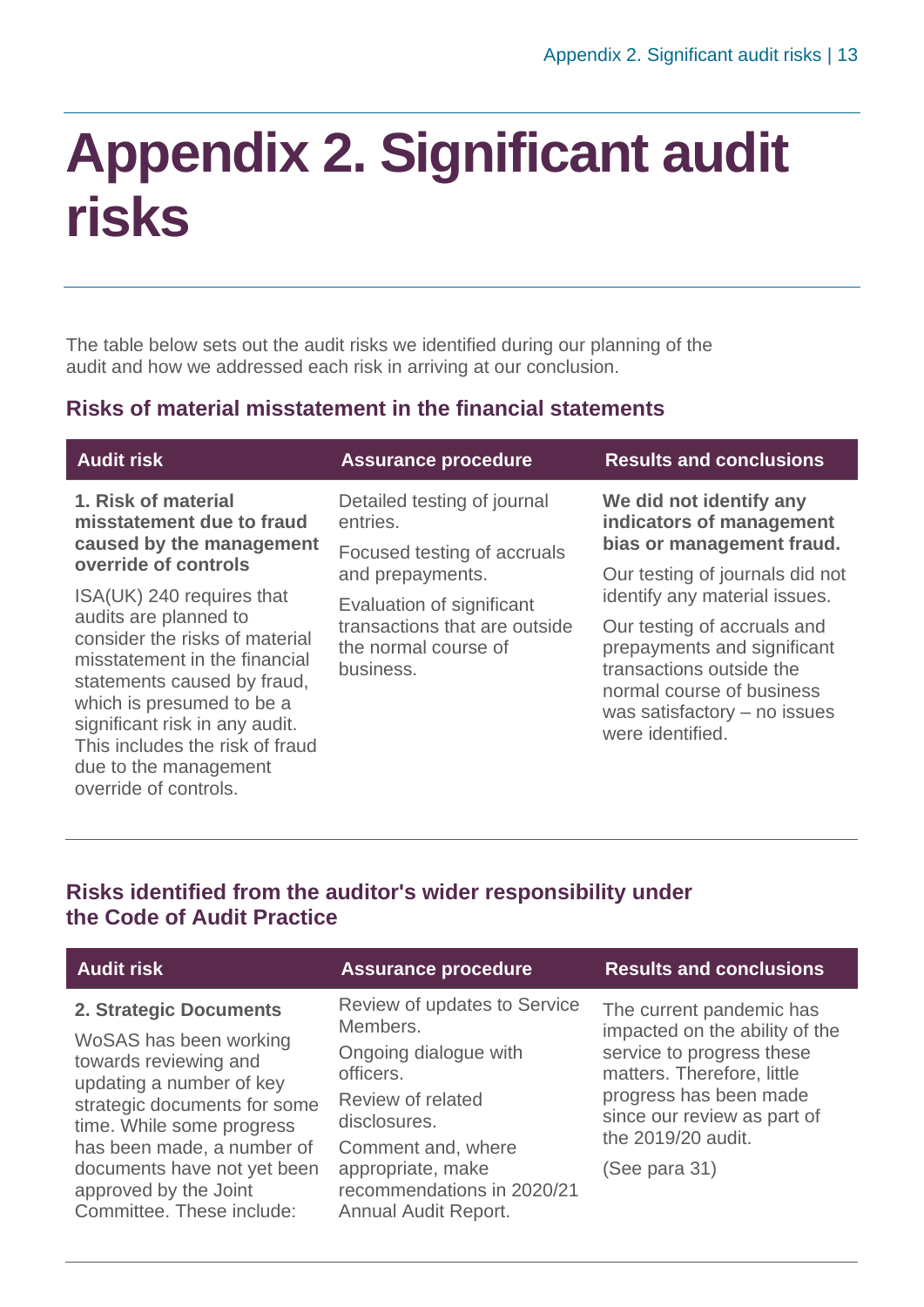# Appendix 2. Significant audit risks

The table below sets out the audit risks we identified during our planning of the audit and how we addressed each risk in arriving at our conclusion.

## Risks of material misstatement in the financial statements

| Audit risk | Assurance procedure | Results and conclusions |
| --- | --- | --- |
| **1. Risk of material misstatement due to fraud caused by the management override of controls**<br><br>ISA(UK) 240 requires that audits are planned to consider the risks of material misstatement in the financial statements caused by fraud, which is presumed to be a significant risk in any audit. This includes the risk of fraud due to the management override of controls. | Detailed testing of journal entries.<br><br>Focused testing of accruals and prepayments.<br><br>Evaluation of significant transactions that are outside the normal course of business. | **We did not identify any indicators of management bias or management fraud.**<br><br>Our testing of journals did not identify any material issues.<br><br>Our testing of accruals and prepayments and significant transactions outside the normal course of business was satisfactory – no issues were identified. |

## Risks identified from the auditor's wider responsibility under the Code of Audit Practice

| Audit risk | Assurance procedure | Results and conclusions |
| --- | --- | --- |
| **2. Strategic Documents**<br><br>WoSAS has been working towards reviewing and updating a number of key strategic documents for some time. While some progress has been made, a number of documents have not yet been approved by the Joint Committee. These include: | Review of updates to Service Members.<br><br>Ongoing dialogue with officers.<br><br>Review of related disclosures.<br><br>Comment and, where appropriate, make recommendations in 2020/21 Annual Audit Report. | The current pandemic has impacted on the ability of the service to progress these matters. Therefore, little progress has been made since our review as part of the 2019/20 audit.<br><br>(See para 31) |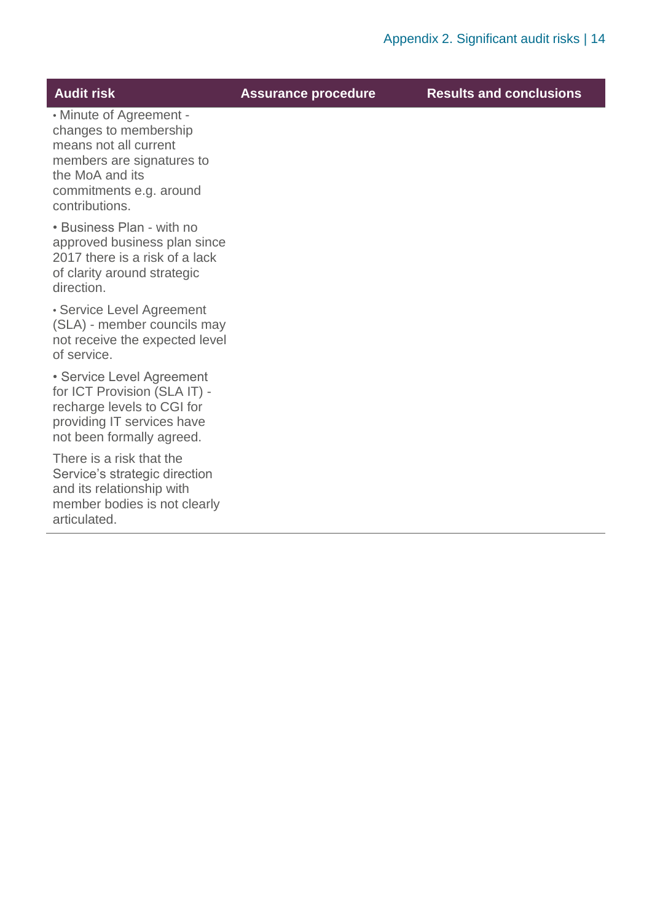| Audit risk | Assurance procedure | Results and conclusions |
|---|---|---|
| • Minute of Agreement - changes to membership means not all current members are signatures to the MoA and its commitments e.g. around contributions.<br><br>• Business Plan - with no approved business plan since 2017 there is a risk of a lack of clarity around strategic direction.<br><br>• Service Level Agreement (SLA) - member councils may not receive the expected level of service.<br><br>• Service Level Agreement for ICT Provision (SLA IT) - recharge levels to CGI for providing IT services have not been formally agreed.<br><br>There is a risk that the Service's strategic direction and its relationship with member bodies is not clearly articulated. | | |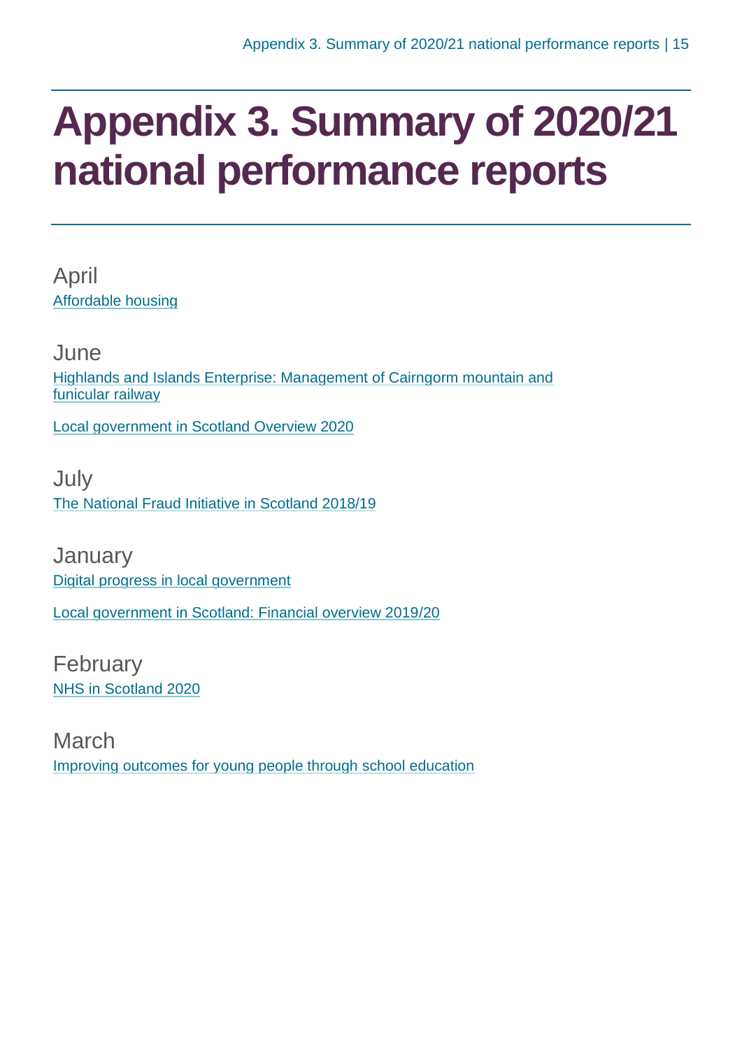# Appendix 3. Summary of 2020/21 national performance reports

April

Affordable housing

June

Highlands and Islands Enterprise: Management of Cairngorm mountain and funicular railway

Local government in Scotland Overview 2020

July

The National Fraud Initiative in Scotland 2018/19

January

Digital progress in local government

Local government in Scotland: Financial overview 2019/20

February

NHS in Scotland 2020

March

Improving outcomes for young people through school education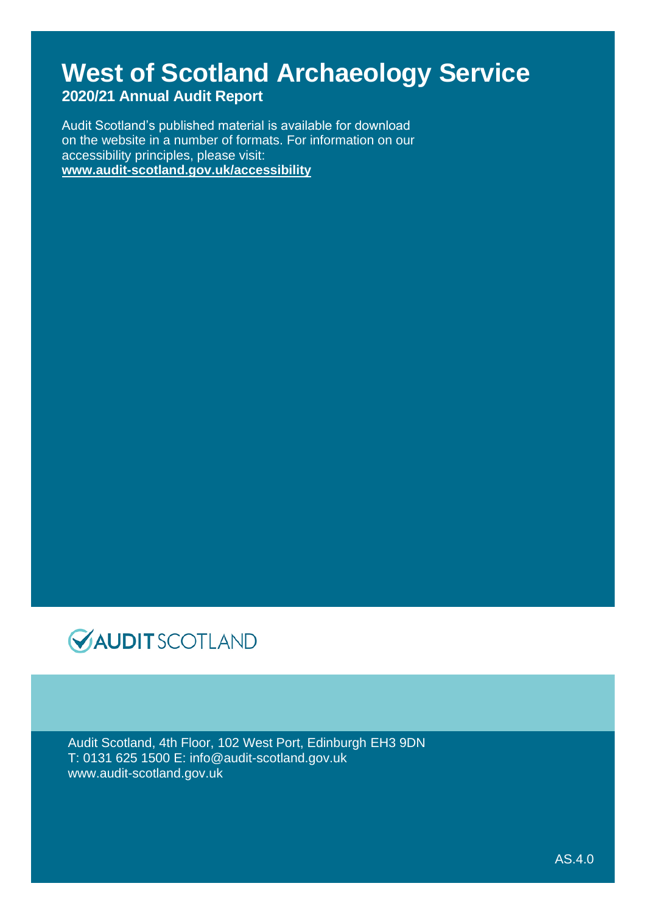# West of Scotland Archaeology Service

**2020/21 Annual Audit Report**

Audit Scotland's published material is available for download on the website in a number of formats. For information on our accessibility principles, please visit: **www.audit-scotland.gov.uk/accessibility**

AUDIT SCOTLAND

Audit Scotland, 4th Floor, 102 West Port, Edinburgh EH3 9DN
T: 0131 625 1500 E: info@audit-scotland.gov.uk
www.audit-scotland.gov.uk

AS.4.0